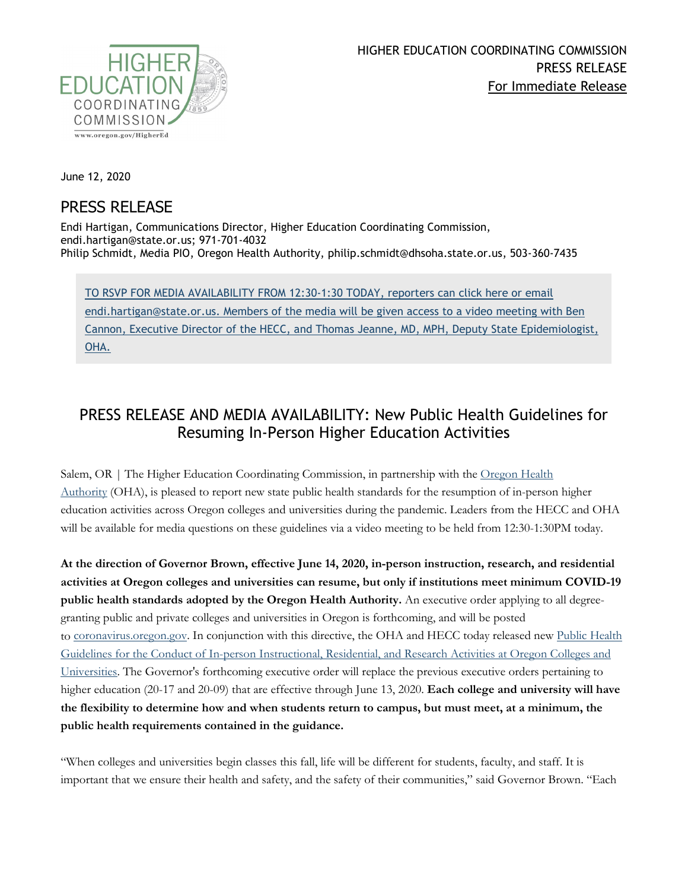HIGHER EDUCATION COORDINATING COMMISSION
PRESS RELEASE
For Immediate Release

June 12, 2020

## PRESS RELEASE

Endi Hartigan, Communications Director, Higher Education Coordinating Commission, endi.hartigan@state.or.us; 971-701-4032
Philip Schmidt, Media PIO, Oregon Health Authority, philip.schmidt@dhsoha.state.or.us, 503-360-7435

> TO RSVP FOR MEDIA AVAILABILITY FROM 12:30-1:30 TODAY, reporters can click here or email endi.hartigan@state.or.us. Members of the media will be given access to a video meeting with Ben Cannon, Executive Director of the HECC, and Thomas Jeanne, MD, MPH, Deputy State Epidemiologist, OHA.

# PRESS RELEASE AND MEDIA AVAILABILITY: New Public Health Guidelines for Resuming In-Person Higher Education Activities

Salem, OR | The Higher Education Coordinating Commission, in partnership with the Oregon Health Authority (OHA), is pleased to report new state public health standards for the resumption of in-person higher education activities across Oregon colleges and universities during the pandemic. Leaders from the HECC and OHA will be available for media questions on these guidelines via a video meeting to be held from 12:30-1:30PM today.

**At the direction of Governor Brown, effective June 14, 2020, in-person instruction, research, and residential activities at Oregon colleges and universities can resume, but only if institutions meet minimum COVID-19 public health standards adopted by the Oregon Health Authority.** An executive order applying to all degree-granting public and private colleges and universities in Oregon is forthcoming, and will be posted to coronavirus.oregon.gov. In conjunction with this directive, the OHA and HECC today released new Public Health Guidelines for the Conduct of In-person Instructional, Residential, and Research Activities at Oregon Colleges and Universities. The Governor's forthcoming executive order will replace the previous executive orders pertaining to higher education (20-17 and 20-09) that are effective through June 13, 2020. **Each college and university will have the flexibility to determine how and when students return to campus, but must meet, at a minimum, the public health requirements contained in the guidance.**

"When colleges and universities begin classes this fall, life will be different for students, faculty, and staff. It is important that we ensure their health and safety, and the safety of their communities," said Governor Brown. "Each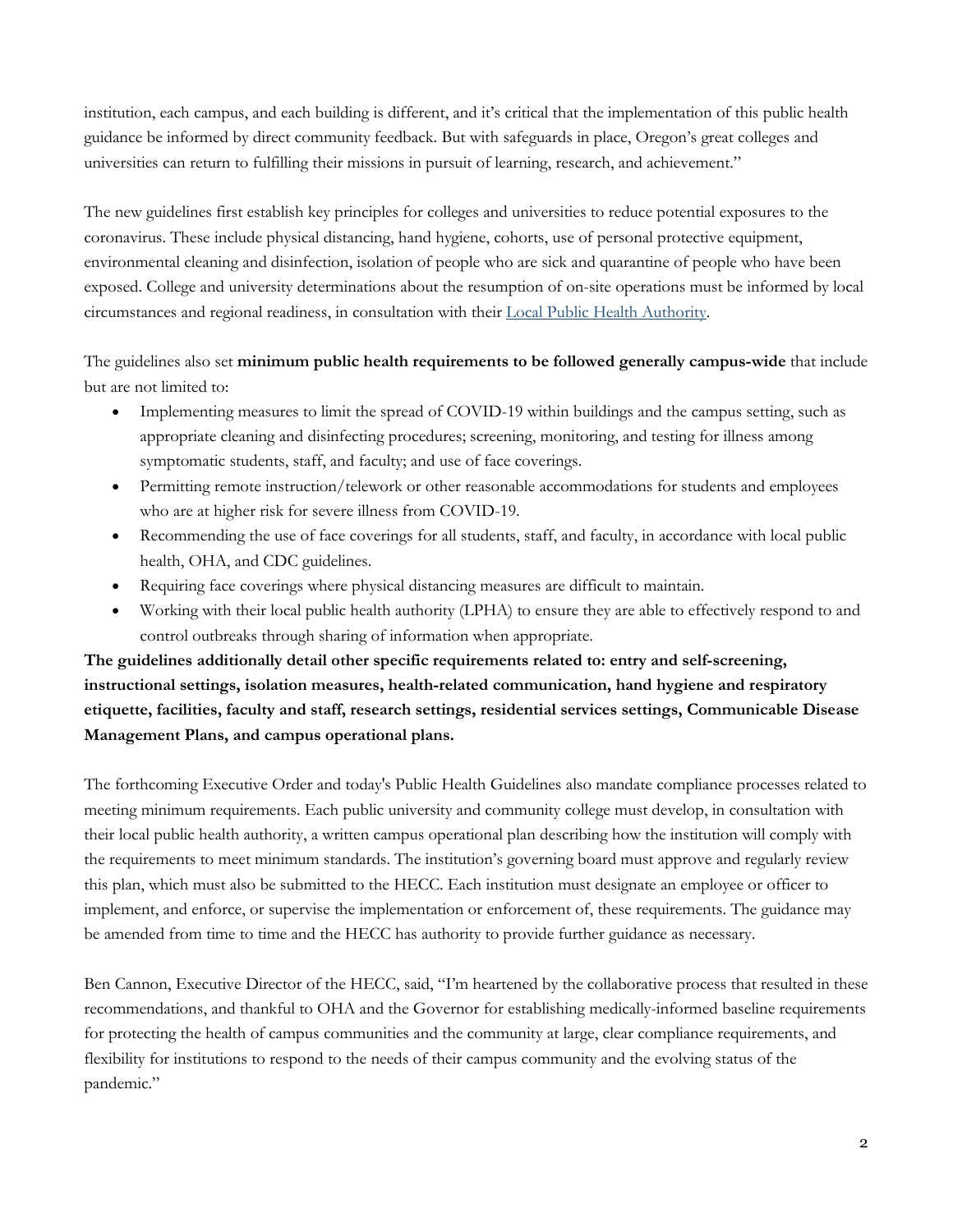institution, each campus, and each building is different, and it's critical that the implementation of this public health guidance be informed by direct community feedback. But with safeguards in place, Oregon's great colleges and universities can return to fulfilling their missions in pursuit of learning, research, and achievement."

The new guidelines first establish key principles for colleges and universities to reduce potential exposures to the coronavirus. These include physical distancing, hand hygiene, cohorts, use of personal protective equipment, environmental cleaning and disinfection, isolation of people who are sick and quarantine of people who have been exposed. College and university determinations about the resumption of on-site operations must be informed by local circumstances and regional readiness, in consultation with their Local Public Health Authority.

The guidelines also set **minimum public health requirements to be followed generally campus-wide** that include but are not limited to:

- Implementing measures to limit the spread of COVID-19 within buildings and the campus setting, such as appropriate cleaning and disinfecting procedures; screening, monitoring, and testing for illness among symptomatic students, staff, and faculty; and use of face coverings.
- Permitting remote instruction/telework or other reasonable accommodations for students and employees who are at higher risk for severe illness from COVID-19.
- Recommending the use of face coverings for all students, staff, and faculty, in accordance with local public health, OHA, and CDC guidelines.
- Requiring face coverings where physical distancing measures are difficult to maintain.
- Working with their local public health authority (LPHA) to ensure they are able to effectively respond to and control outbreaks through sharing of information when appropriate.

**The guidelines additionally detail other specific requirements related to: entry and self-screening, instructional settings, isolation measures, health-related communication, hand hygiene and respiratory etiquette, facilities, faculty and staff, research settings, residential services settings, Communicable Disease Management Plans, and campus operational plans.**

The forthcoming Executive Order and today's Public Health Guidelines also mandate compliance processes related to meeting minimum requirements. Each public university and community college must develop, in consultation with their local public health authority, a written campus operational plan describing how the institution will comply with the requirements to meet minimum standards. The institution's governing board must approve and regularly review this plan, which must also be submitted to the HECC. Each institution must designate an employee or officer to implement, and enforce, or supervise the implementation or enforcement of, these requirements. The guidance may be amended from time to time and the HECC has authority to provide further guidance as necessary.

Ben Cannon, Executive Director of the HECC, said, "I'm heartened by the collaborative process that resulted in these recommendations, and thankful to OHA and the Governor for establishing medically-informed baseline requirements for protecting the health of campus communities and the community at large, clear compliance requirements, and flexibility for institutions to respond to the needs of their campus community and the evolving status of the pandemic."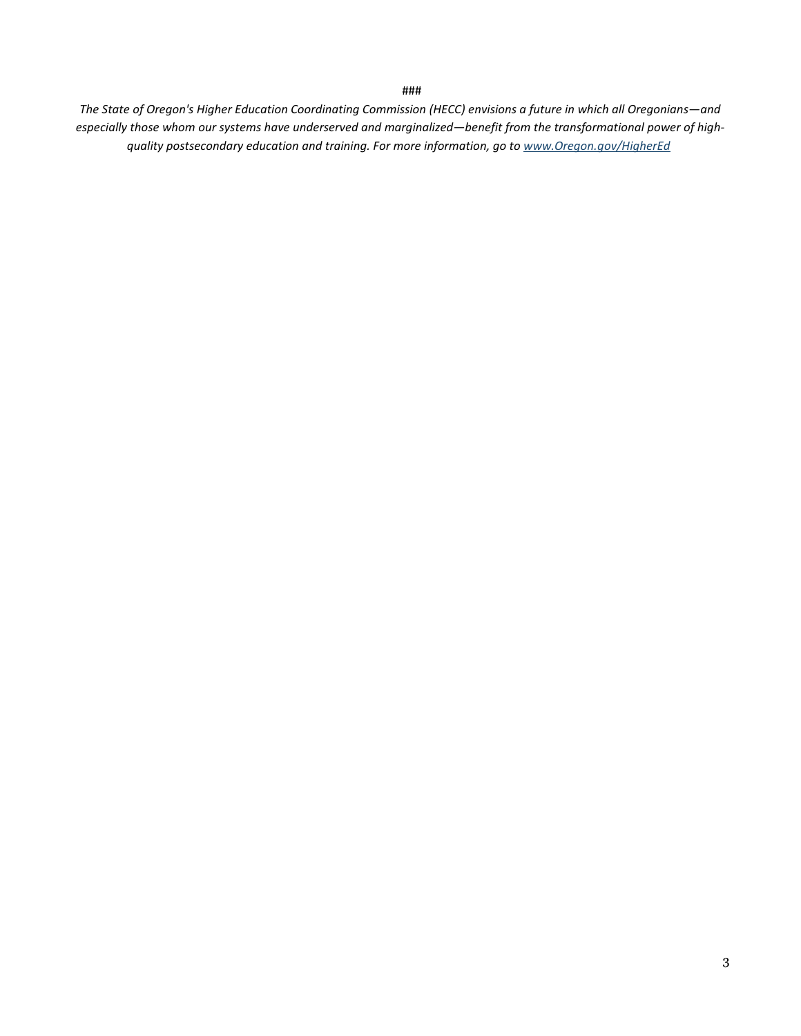###

*The State of Oregon's Higher Education Coordinating Commission (HECC) envisions a future in which all Oregonians—and especially those whom our systems have underserved and marginalized—benefit from the transformational power of high-quality postsecondary education and training. For more information, go to [www.Oregon.gov/HigherEd](www.Oregon.gov/HigherEd)*